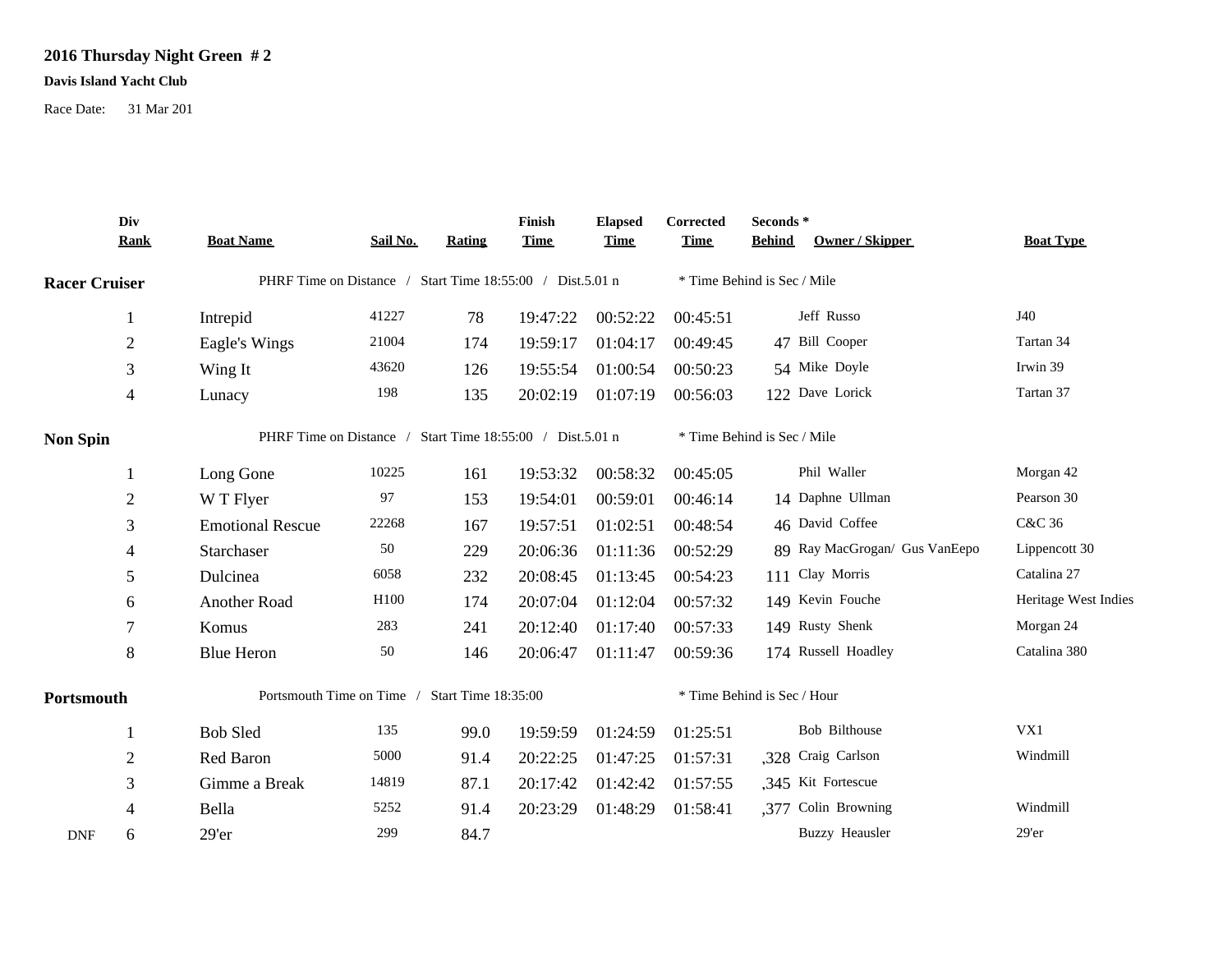## 2016 Thursday Night Green # 2

**Davis Island Yacht Club**

Race Date: 31 Mar 201

| Div Rank | Boat Name | Sail No. | Rating | Finish Time | Elapsed Time | Corrected Time | Seconds * Behind | Owner / Skipper | Boat Type |
|---|---|---|---|---|---|---|---|---|---|
| **Racer Cruiser** | PHRF Time on Distance / Start Time 18:55:00 / Dist.5.01 n | | | | | * Time Behind is Sec / Mile | | | |
| 1 | Intrepid | 41227 | 78 | 19:47:22 | 00:52:22 | 00:45:51 | | Jeff Russo | J40 |
| 2 | Eagle's Wings | 21004 | 174 | 19:59:17 | 01:04:17 | 00:49:45 | 47 | Bill Cooper | Tartan 34 |
| 3 | Wing It | 43620 | 126 | 19:55:54 | 01:00:54 | 00:50:23 | 54 | Mike Doyle | Irwin 39 |
| 4 | Lunacy | 198 | 135 | 20:02:19 | 01:07:19 | 00:56:03 | 122 | Dave Lorick | Tartan 37 |
| **Non Spin** | PHRF Time on Distance / Start Time 18:55:00 / Dist.5.01 n | | | | | * Time Behind is Sec / Mile | | | |
| 1 | Long Gone | 10225 | 161 | 19:53:32 | 00:58:32 | 00:45:05 | | Phil Waller | Morgan 42 |
| 2 | W T Flyer | 97 | 153 | 19:54:01 | 00:59:01 | 00:46:14 | 14 | Daphne Ullman | Pearson 30 |
| 3 | Emotional Rescue | 22268 | 167 | 19:57:51 | 01:02:51 | 00:48:54 | 46 | David Coffee | C&C 36 |
| 4 | Starchaser | 50 | 229 | 20:06:36 | 01:11:36 | 00:52:29 | 89 | Ray MacGrogan/ Gus VanEepo | Lippencott 30 |
| 5 | Dulcinea | 6058 | 232 | 20:08:45 | 01:13:45 | 00:54:23 | 111 | Clay Morris | Catalina 27 |
| 6 | Another Road | H100 | 174 | 20:07:04 | 01:12:04 | 00:57:32 | 149 | Kevin Fouche | Heritage West Indies |
| 7 | Komus | 283 | 241 | 20:12:40 | 01:17:40 | 00:57:33 | 149 | Rusty Shenk | Morgan 24 |
| 8 | Blue Heron | 50 | 146 | 20:06:47 | 01:11:47 | 00:59:36 | 174 | Russell Hoadley | Catalina 380 |
| **Portsmouth** | Portsmouth Time on Time / Start Time 18:35:00 | | | | | * Time Behind is Sec / Hour | | | |
| 1 | Bob Sled | 135 | 99.0 | 19:59:59 | 01:24:59 | 01:25:51 | | Bob Bilthouse | VX1 |
| 2 | Red Baron | 5000 | 91.4 | 20:22:25 | 01:47:25 | 01:57:31 | ,328 | Craig Carlson | Windmill |
| 3 | Gimme a Break | 14819 | 87.1 | 20:17:42 | 01:42:42 | 01:57:55 | ,345 | Kit Fortescue | |
| 4 | Bella | 5252 | 91.4 | 20:23:29 | 01:48:29 | 01:58:41 | ,377 | Colin Browning | Windmill |
| DNF 6 | 29'er | 299 | 84.7 | | | | | Buzzy Heausler | 29'er |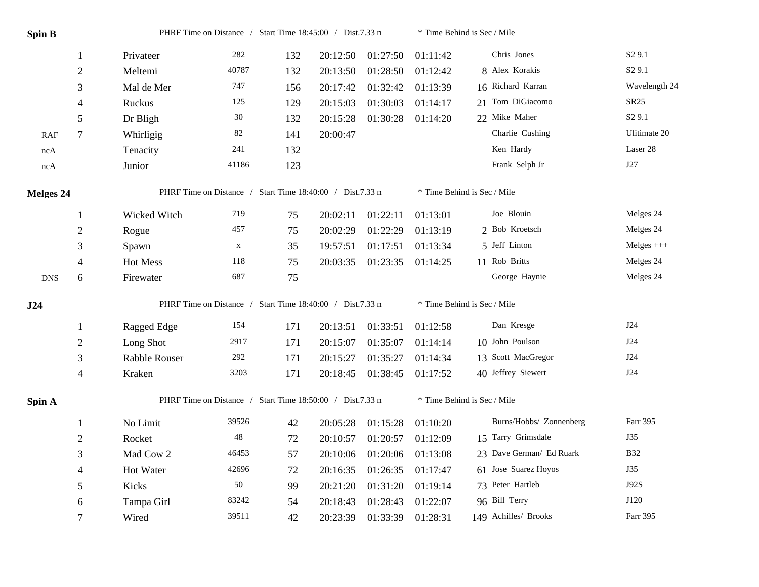## Spin B

PHRF Time on Distance / Start Time 18:45:00 / Dist.7.33 n * Time Behind is Sec / Mile

| | Pos | Boat | Sail | PHRF | Finish | Elapsed | Corrected | * | Skipper | Type |
|---|---|---|---|---|---|---|---|---|---|---|
| | 1 | Privateer | 282 | 132 | 20:12:50 | 01:27:50 | 01:11:42 | | Chris Jones | S2 9.1 |
| | 2 | Meltemi | 40787 | 132 | 20:13:50 | 01:28:50 | 01:12:42 | 8 | Alex Korakis | S2 9.1 |
| | 3 | Mal de Mer | 747 | 156 | 20:17:42 | 01:32:42 | 01:13:39 | 16 | Richard Karran | Wavelength 24 |
| | 4 | Ruckus | 125 | 129 | 20:15:03 | 01:30:03 | 01:14:17 | 21 | Tom DiGiacomo | SR25 |
| | 5 | Dr Bligh | 30 | 132 | 20:15:28 | 01:30:28 | 01:14:20 | 22 | Mike Maher | S2 9.1 |
| RAF | 7 | Whirligig | 82 | 141 | 20:00:47 | | | | Charlie Cushing | Ulitimate 20 |
| ncA | | Tenacity | 241 | 132 | | | | | Ken Hardy | Laser 28 |
| ncA | | Junior | 41186 | 123 | | | | | Frank Selph Jr | J27 |

## Melges 24

PHRF Time on Distance / Start Time 18:40:00 / Dist.7.33 n * Time Behind is Sec / Mile

| | Pos | Boat | Sail | PHRF | Finish | Elapsed | Corrected | * | Skipper | Type |
|---|---|---|---|---|---|---|---|---|---|---|
| | 1 | Wicked Witch | 719 | 75 | 20:02:11 | 01:22:11 | 01:13:01 | | Joe Blouin | Melges 24 |
| | 2 | Rogue | 457 | 75 | 20:02:29 | 01:22:29 | 01:13:19 | 2 | Bob Kroetsch | Melges 24 |
| | 3 | Spawn | x | 35 | 19:57:51 | 01:17:51 | 01:13:34 | 5 | Jeff Linton | Melges +++ |
| | 4 | Hot Mess | 118 | 75 | 20:03:35 | 01:23:35 | 01:14:25 | 11 | Rob Britts | Melges 24 |
| DNS | 6 | Firewater | 687 | 75 | | | | | George Haynie | Melges 24 |

## J24

PHRF Time on Distance / Start Time 18:40:00 / Dist.7.33 n * Time Behind is Sec / Mile

| | Pos | Boat | Sail | PHRF | Finish | Elapsed | Corrected | * | Skipper | Type |
|---|---|---|---|---|---|---|---|---|---|---|
| | 1 | Ragged Edge | 154 | 171 | 20:13:51 | 01:33:51 | 01:12:58 | | Dan Kresge | J24 |
| | 2 | Long Shot | 2917 | 171 | 20:15:07 | 01:35:07 | 01:14:14 | 10 | John Poulson | J24 |
| | 3 | Rabble Rouser | 292 | 171 | 20:15:27 | 01:35:27 | 01:14:34 | 13 | Scott MacGregor | J24 |
| | 4 | Kraken | 3203 | 171 | 20:18:45 | 01:38:45 | 01:17:52 | 40 | Jeffrey Siewert | J24 |

## Spin A

PHRF Time on Distance / Start Time 18:50:00 / Dist.7.33 n * Time Behind is Sec / Mile

| | Pos | Boat | Sail | PHRF | Finish | Elapsed | Corrected | * | Skipper | Type |
|---|---|---|---|---|---|---|---|---|---|---|
| | 1 | No Limit | 39526 | 42 | 20:05:28 | 01:15:28 | 01:10:20 | | Burns/Hobbs/ Zonnenberg | Farr 395 |
| | 2 | Rocket | 48 | 72 | 20:10:57 | 01:20:57 | 01:12:09 | 15 | Tarry Grimsdale | J35 |
| | 3 | Mad Cow 2 | 46453 | 57 | 20:10:06 | 01:20:06 | 01:13:08 | 23 | Dave German/ Ed Ruark | B32 |
| | 4 | Hot Water | 42696 | 72 | 20:16:35 | 01:26:35 | 01:17:47 | 61 | Jose Suarez Hoyos | J35 |
| | 5 | Kicks | 50 | 99 | 20:21:20 | 01:31:20 | 01:19:14 | 73 | Peter Hartleb | J92S |
| | 6 | Tampa Girl | 83242 | 54 | 20:18:43 | 01:28:43 | 01:22:07 | 96 | Bill Terry | J120 |
| | 7 | Wired | 39511 | 42 | 20:23:39 | 01:33:39 | 01:28:31 | 149 | Achilles/ Brooks | Farr 395 |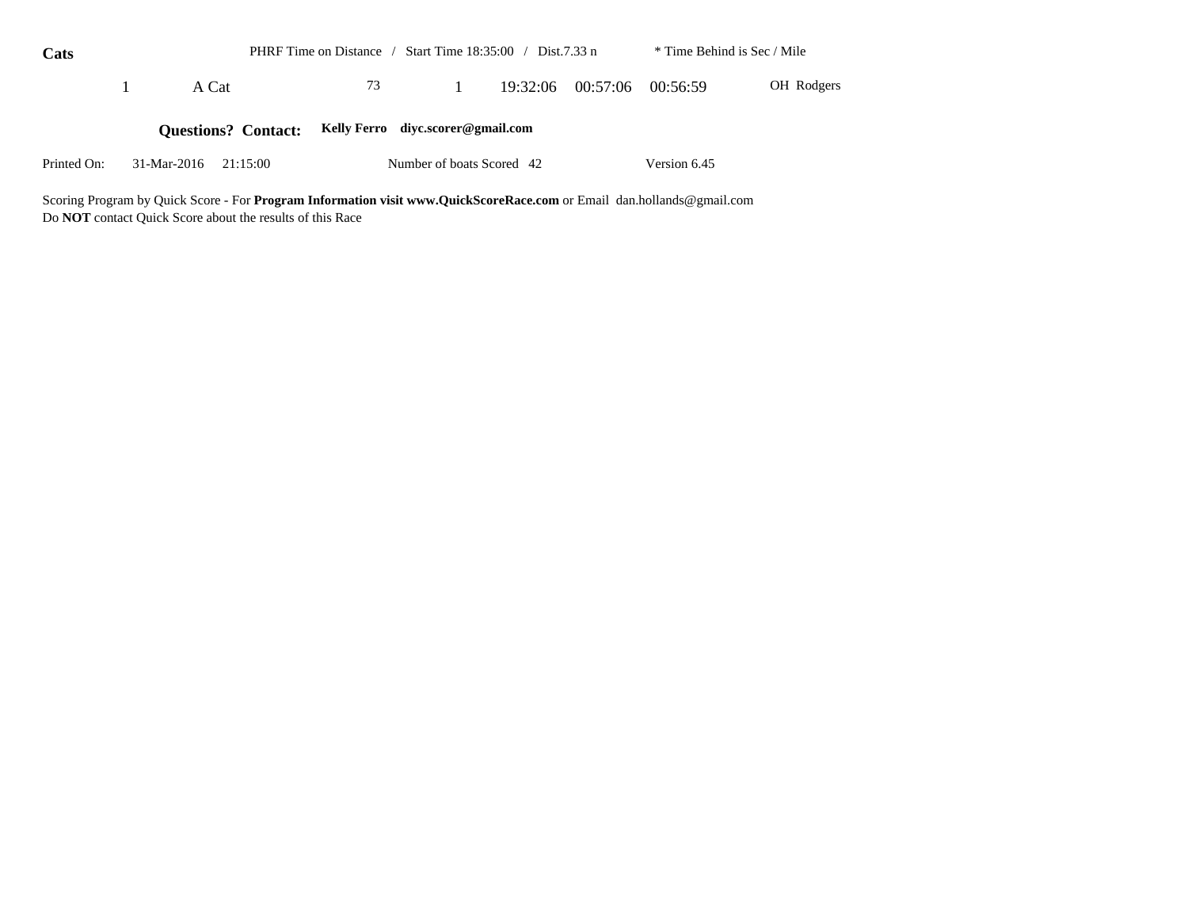**Cats** PHRF Time on Distance / Start Time 18:35:00 / Dist.7.33 n * Time Behind is Sec / Mile

| | | | | | | | |
|---|---|---|---|---|---|---|---|
| 1 | A Cat | 73 | 1 | 19:32:06 | 00:57:06 | 00:56:59 | OH Rodgers |

**Questions? Contact:** **Kelly Ferro diyc.scorer@gmail.com**

Printed On: 31-Mar-2016 21:15:00 Number of boats Scored 42 Version 6.45

Scoring Program by Quick Score - For **Program Information visit www.QuickScoreRace.com** or Email dan.hollands@gmail.com
Do **NOT** contact Quick Score about the results of this Race